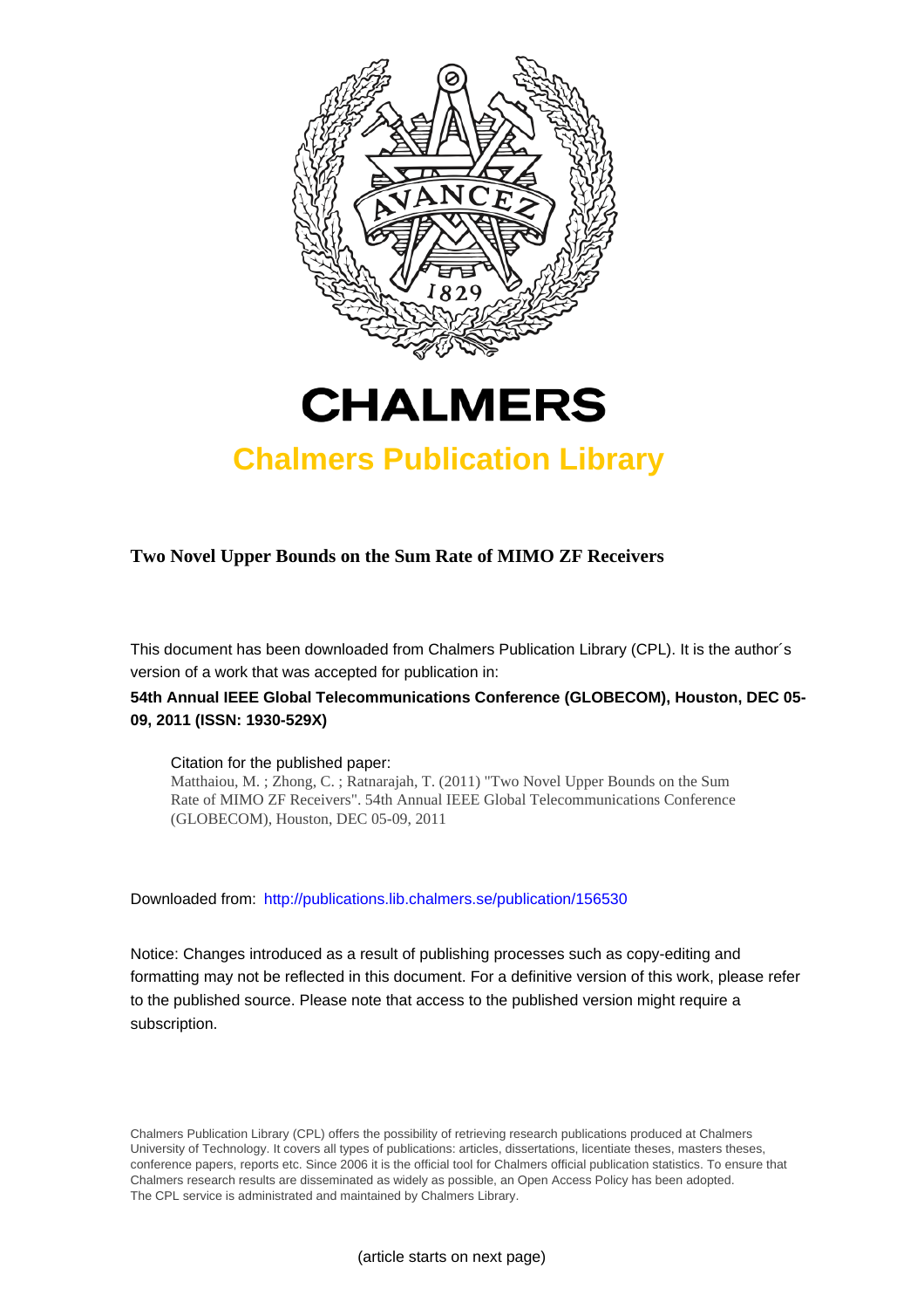# CHALMERS

## Chalmers Publication Library

**Two Novel Upper Bounds on the Sum Rate of MIMO ZF Receivers**

This document has been downloaded from Chalmers Publication Library (CPL). It is the author´s version of a work that was accepted for publication in:

**54th Annual IEEE Global Telecommunications Conference (GLOBECOM), Houston, DEC 05-09, 2011 (ISSN: 1930-529X)**

Citation for the published paper:
Matthaiou, M. ; Zhong, C. ; Ratnarajah, T. (2011) "Two Novel Upper Bounds on the Sum Rate of MIMO ZF Receivers". 54th Annual IEEE Global Telecommunications Conference (GLOBECOM), Houston, DEC 05-09, 2011

Downloaded from: http://publications.lib.chalmers.se/publication/156530

Notice: Changes introduced as a result of publishing processes such as copy-editing and formatting may not be reflected in this document. For a definitive version of this work, please refer to the published source. Please note that access to the published version might require a subscription.

Chalmers Publication Library (CPL) offers the possibility of retrieving research publications produced at Chalmers University of Technology. It covers all types of publications: articles, dissertations, licentiate theses, masters theses, conference papers, reports etc. Since 2006 it is the official tool for Chalmers official publication statistics. To ensure that Chalmers research results are disseminated as widely as possible, an Open Access Policy has been adopted. The CPL service is administrated and maintained by Chalmers Library.

(article starts on next page)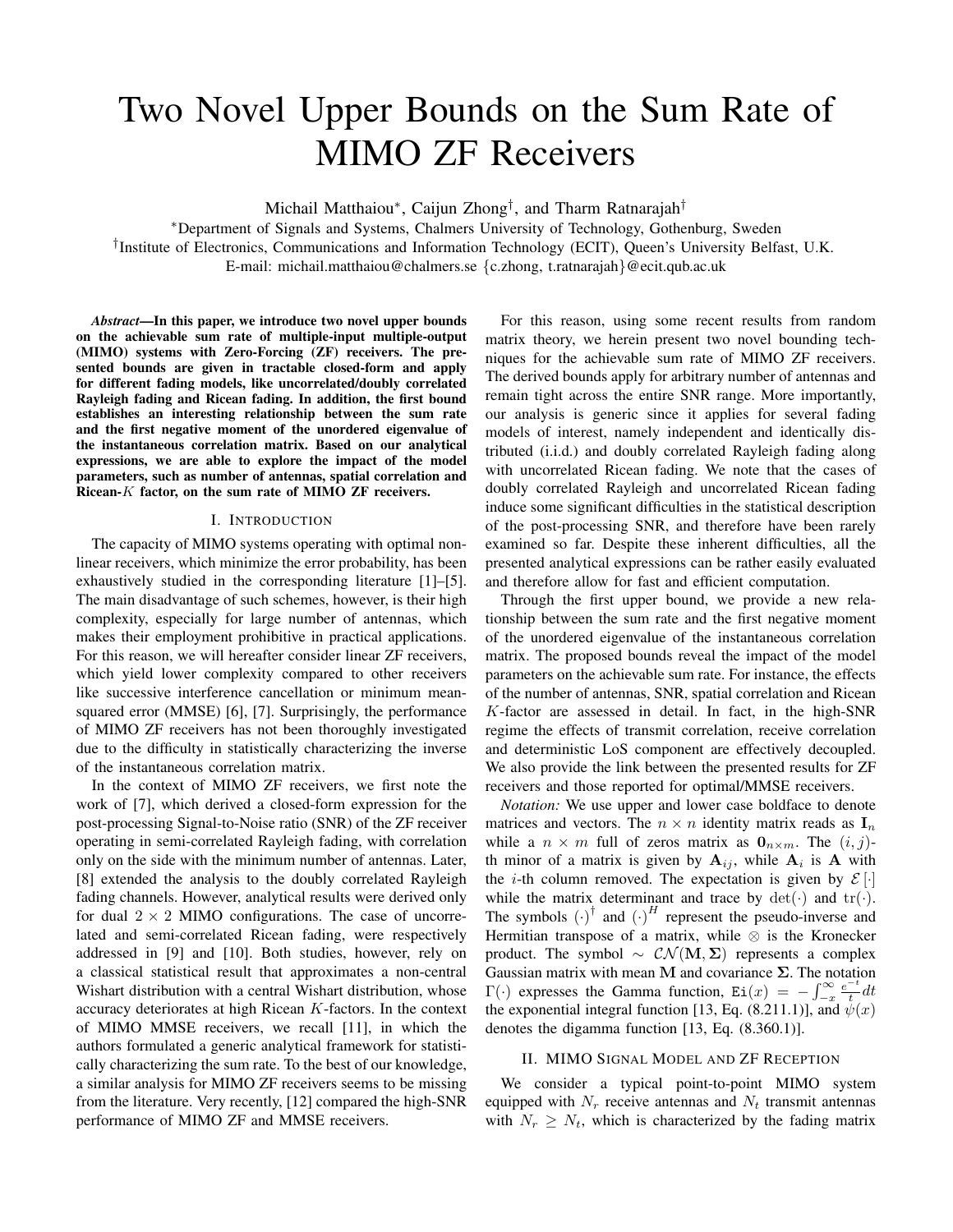# Two Novel Upper Bounds on the Sum Rate of MIMO ZF Receivers

Michail Matthaiou*, Caijun Zhong†, and Tharm Ratnarajah†

*Department of Signals and Systems, Chalmers University of Technology, Gothenburg, Sweden

†Institute of Electronics, Communications and Information Technology (ECIT), Queen's University Belfast, U.K.

E-mail: michail.matthaiou@chalmers.se {c.zhong, t.ratnarajah}@ecit.qub.ac.uk

***Abstract*—In this paper, we introduce two novel upper bounds on the achievable sum rate of multiple-input multiple-output (MIMO) systems with Zero-Forcing (ZF) receivers. The presented bounds are given in tractable closed-form and apply for different fading models, like uncorrelated/doubly correlated Rayleigh fading and Ricean fading. In addition, the first bound establishes an interesting relationship between the sum rate and the first negative moment of the unordered eigenvalue of the instantaneous correlation matrix. Based on our analytical expressions, we are able to explore the impact of the model parameters, such as number of antennas, spatial correlation and Ricean-$K$ factor, on the sum rate of MIMO ZF receivers.**

## I. Introduction

The capacity of MIMO systems operating with optimal non-linear receivers, which minimize the error probability, has been exhaustively studied in the corresponding literature [1]–[5]. The main disadvantage of such schemes, however, is their high complexity, especially for large number of antennas, which makes their employment prohibitive in practical applications. For this reason, we will hereafter consider linear ZF receivers, which yield lower complexity compared to other receivers like successive interference cancellation or minimum mean-squared error (MMSE) [6], [7]. Surprisingly, the performance of MIMO ZF receivers has not been thoroughly investigated due to the difficulty in statistically characterizing the inverse of the instantaneous correlation matrix.

In the context of MIMO ZF receivers, we first note the work of [7], which derived a closed-form expression for the post-processing Signal-to-Noise ratio (SNR) of the ZF receiver operating in semi-correlated Rayleigh fading, with correlation only on the side with the minimum number of antennas. Later, [8] extended the analysis to the doubly correlated Rayleigh fading channels. However, analytical results were derived only for dual $2 \times 2$ MIMO configurations. The case of uncorrelated and semi-correlated Ricean fading, were respectively addressed in [9] and [10]. Both studies, however, rely on a classical statistical result that approximates a non-central Wishart distribution with a central Wishart distribution, whose accuracy deteriorates at high Ricean $K$-factors. In the context of MIMO MMSE receivers, we recall [11], in which the authors formulated a generic analytical framework for statistically characterizing the sum rate. To the best of our knowledge, a similar analysis for MIMO ZF receivers seems to be missing from the literature. Very recently, [12] compared the high-SNR performance of MIMO ZF and MMSE receivers.

For this reason, using some recent results from random matrix theory, we herein present two novel bounding techniques for the achievable sum rate of MIMO ZF receivers. The derived bounds apply for arbitrary number of antennas and remain tight across the entire SNR range. More importantly, our analysis is generic since it applies for several fading models of interest, namely independent and identically distributed (i.i.d.) and doubly correlated Rayleigh fading along with uncorrelated Ricean fading. We note that the cases of doubly correlated Rayleigh and uncorrelated Ricean fading induce some significant difficulties in the statistical description of the post-processing SNR, and therefore have been rarely examined so far. Despite these inherent difficulties, all the presented analytical expressions can be rather easily evaluated and therefore allow for fast and efficient computation.

Through the first upper bound, we provide a new relationship between the sum rate and the first negative moment of the unordered eigenvalue of the instantaneous correlation matrix. The proposed bounds reveal the impact of the model parameters on the achievable sum rate. For instance, the effects of the number of antennas, SNR, spatial correlation and Ricean $K$-factor are assessed in detail. In fact, in the high-SNR regime the effects of transmit correlation, receive correlation and deterministic LoS component are effectively decoupled. We also provide the link between the presented results for ZF receivers and those reported for optimal/MMSE receivers.

*Notation:* We use upper and lower case boldface to denote matrices and vectors. The $n \times n$ identity matrix reads as $\mathbf{I}_n$ while a $n \times m$ full of zeros matrix as $\mathbf{0}_{n\times m}$. The $(i, j)$-th minor of a matrix is given by $\mathbf{A}_{ij}$, while $\mathbf{A}_i$ is $\mathbf{A}$ with the $i$-th column removed. The expectation is given by $\mathcal{E}[\cdot]$ while the matrix determinant and trace by $\det(\cdot)$ and $\mathrm{tr}(\cdot)$. The symbols $(\cdot)^\dagger$ and $(\cdot)^H$ represent the pseudo-inverse and Hermitian transpose of a matrix, while $\otimes$ is the Kronecker product. The symbol $\sim \mathcal{CN}(\mathbf{M}, \mathbf{\Sigma})$ represents a complex Gaussian matrix with mean $\mathbf{M}$ and covariance $\mathbf{\Sigma}$. The notation $\Gamma(\cdot)$ expresses the Gamma function, $\mathtt{Ei}(x) = -\int_{-x}^{\infty} \frac{e^{-t}}{t} dt$ the exponential integral function [13, Eq. (8.211.1)], and $\psi(x)$ denotes the digamma function [13, Eq. (8.360.1)].

## II. MIMO Signal Model and ZF Reception

We consider a typical point-to-point MIMO system equipped with $N_r$ receive antennas and $N_t$ transmit antennas with $N_r \geq N_t$, which is characterized by the fading matrix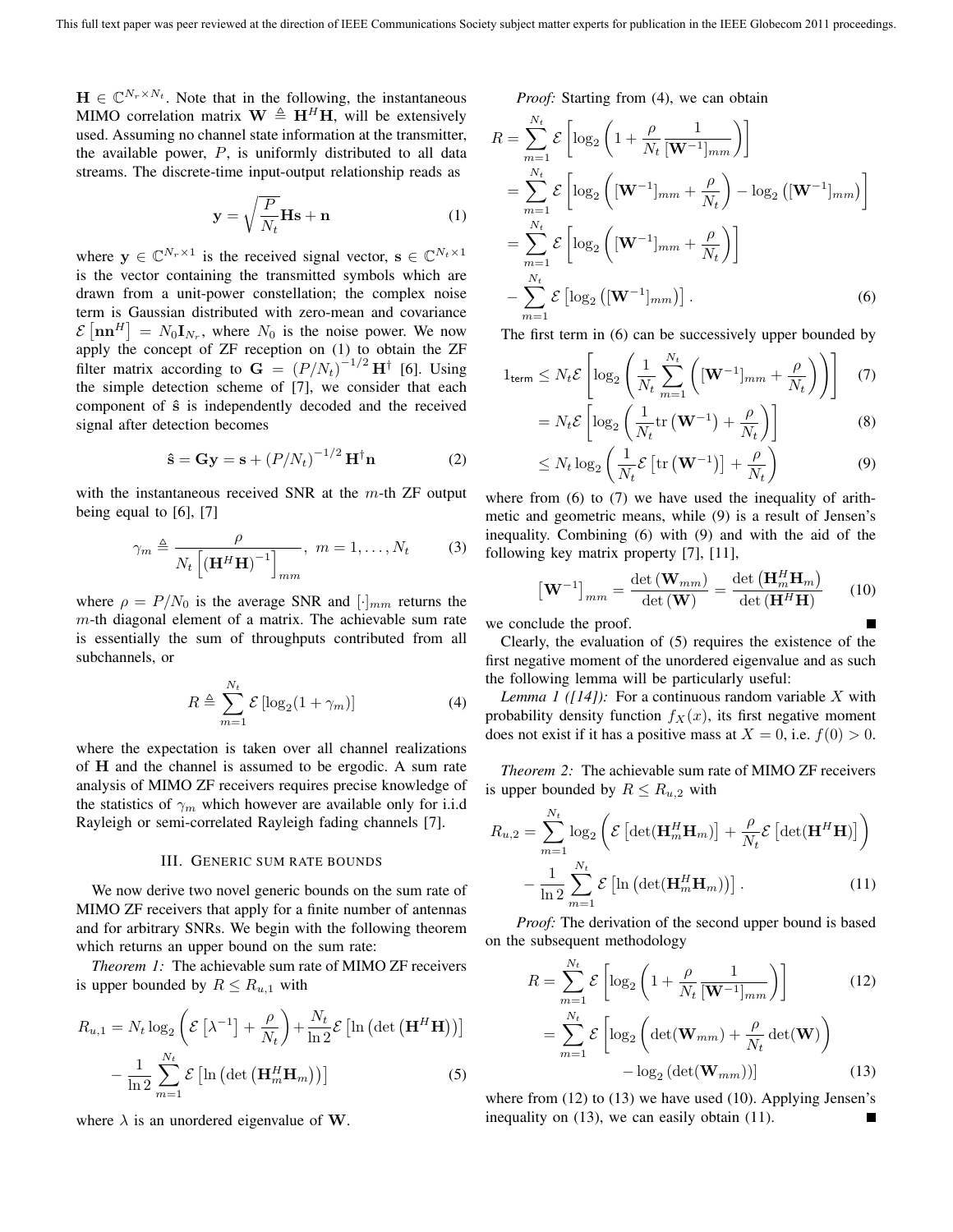$\mathbf{H} \in \mathbb{C}^{N_r \times N_t}$. Note that in the following, the instantaneous MIMO correlation matrix $\mathbf{W} \triangleq \mathbf{H}^H\mathbf{H}$, will be extensively used. Assuming no channel state information at the transmitter, the available power, $P$, is uniformly distributed to all data streams. The discrete-time input-output relationship reads as

$$\mathbf{y} = \sqrt{\frac{P}{N_t}}\mathbf{H}\mathbf{s} + \mathbf{n} \tag{1}$$

where $\mathbf{y} \in \mathbb{C}^{N_r \times 1}$ is the received signal vector, $\mathbf{s} \in \mathbb{C}^{N_t \times 1}$ is the vector containing the transmitted symbols which are drawn from a unit-power constellation; the complex noise term is Gaussian distributed with zero-mean and covariance $\mathcal{E}\left[\mathbf{n}\mathbf{n}^H\right] = N_0\mathbf{I}_{N_r}$, where $N_0$ is the noise power. We now apply the concept of ZF reception on (1) to obtain the ZF filter matrix according to $\mathbf{G} = (P/N_t)^{-1/2}\,\mathbf{H}^\dagger$ [6]. Using the simple detection scheme of [7], we consider that each component of $\hat{\mathbf{s}}$ is independently decoded and the received signal after detection becomes

$$\hat{\mathbf{s}} = \mathbf{G}\mathbf{y} = \mathbf{s} + (P/N_t)^{-1/2}\,\mathbf{H}^\dagger\mathbf{n} \tag{2}$$

with the instantaneous received SNR at the $m$-th ZF output being equal to [6], [7]

$$\gamma_m \triangleq \frac{\rho}{N_t\left[\left(\mathbf{H}^H\mathbf{H}\right)^{-1}\right]_{mm}},\ m = 1, \ldots, N_t \tag{3}$$

where $\rho = P/N_0$ is the average SNR and $[\cdot]_{mm}$ returns the $m$-th diagonal element of a matrix. The achievable sum rate is essentially the sum of throughputs contributed from all subchannels, or

$$R \triangleq \sum_{m=1}^{N_t}\mathcal{E}\left[\log_2(1+\gamma_m)\right] \tag{4}$$

where the expectation is taken over all channel realizations of $\mathbf{H}$ and the channel is assumed to be ergodic. A sum rate analysis of MIMO ZF receivers requires precise knowledge of the statistics of $\gamma_m$ which however are available only for i.i.d Rayleigh or semi-correlated Rayleigh fading channels [7].

## III. Generic sum rate bounds

We now derive two novel generic bounds on the sum rate of MIMO ZF receivers that apply for a finite number of antennas and for arbitrary SNRs. We begin with the following theorem which returns an upper bound on the sum rate:

*Theorem 1:* The achievable sum rate of MIMO ZF receivers is upper bounded by $R \le R_{u,1}$ with

$$R_{u,1} = N_t\log_2\left(\mathcal{E}\left[\lambda^{-1}\right] + \frac{\rho}{N_t}\right) + \frac{N_t}{\ln 2}\mathcal{E}\left[\ln\left(\det\left(\mathbf{H}^H\mathbf{H}\right)\right)\right] - \frac{1}{\ln 2}\sum_{m=1}^{N_t}\mathcal{E}\left[\ln\left(\det\left(\mathbf{H}_m^H\mathbf{H}_m\right)\right)\right] \tag{5}$$

where $\lambda$ is an unordered eigenvalue of $\mathbf{W}$.

*Proof:* Starting from (4), we can obtain

$$\begin{aligned}
R &= \sum_{m=1}^{N_t}\mathcal{E}\left[\log_2\left(1 + \frac{\rho}{N_t}\frac{1}{[\mathbf{W}^{-1}]_{mm}}\right)\right] \\
&= \sum_{m=1}^{N_t}\mathcal{E}\left[\log_2\left([\mathbf{W}^{-1}]_{mm} + \frac{\rho}{N_t}\right) - \log_2\left([\mathbf{W}^{-1}]_{mm}\right)\right] \\
&= \sum_{m=1}^{N_t}\mathcal{E}\left[\log_2\left([\mathbf{W}^{-1}]_{mm} + \frac{\rho}{N_t}\right)\right] \\
&\quad - \sum_{m=1}^{N_t}\mathcal{E}\left[\log_2\left([\mathbf{W}^{-1}]_{mm}\right)\right].
\end{aligned} \tag{6}$$

The first term in (6) can be successively upper bounded by

$$\begin{aligned}
1_{\text{term}} &\le N_t\mathcal{E}\left[\log_2\left(\frac{1}{N_t}\sum_{m=1}^{N_t}\left([\mathbf{W}^{-1}]_{mm} + \frac{\rho}{N_t}\right)\right)\right] && (7)\\
&= N_t\mathcal{E}\left[\log_2\left(\frac{1}{N_t}\mathrm{tr}\left(\mathbf{W}^{-1}\right) + \frac{\rho}{N_t}\right)\right] && (8)\\
&\le N_t\log_2\left(\frac{1}{N_t}\mathcal{E}\left[\mathrm{tr}\left(\mathbf{W}^{-1}\right)\right] + \frac{\rho}{N_t}\right) && (9)
\end{aligned}$$

where from (6) to (7) we have used the inequality of arithmetic and geometric means, while (9) is a result of Jensen's inequality. Combining (6) with (9) and with the aid of the following key matrix property [7], [11],

$$\left[\mathbf{W}^{-1}\right]_{mm} = \frac{\det\left(\mathbf{W}_{mm}\right)}{\det\left(\mathbf{W}\right)} = \frac{\det\left(\mathbf{H}_m^H\mathbf{H}_m\right)}{\det\left(\mathbf{H}^H\mathbf{H}\right)} \tag{10}$$

we conclude the proof. ■

Clearly, the evaluation of (5) requires the existence of the first negative moment of the unordered eigenvalue and as such the following lemma will be particularly useful:

*Lemma 1 ([14]):* For a continuous random variable $X$ with probability density function $f_X(x)$, its first negative moment does not exist if it has a positive mass at $X = 0$, i.e. $f(0) > 0$.

*Theorem 2:* The achievable sum rate of MIMO ZF receivers is upper bounded by $R \le R_{u,2}$ with

$$R_{u,2} = \sum_{m=1}^{N_t}\log_2\left(\mathcal{E}\left[\det(\mathbf{H}_m^H\mathbf{H}_m)\right] + \frac{\rho}{N_t}\mathcal{E}\left[\det(\mathbf{H}^H\mathbf{H})\right]\right) - \frac{1}{\ln 2}\sum_{m=1}^{N_t}\mathcal{E}\left[\ln\left(\det(\mathbf{H}_m^H\mathbf{H}_m)\right)\right]. \tag{11}$$

*Proof:* The derivation of the second upper bound is based on the subsequent methodology

$$\begin{aligned}
R &= \sum_{m=1}^{N_t}\mathcal{E}\left[\log_2\left(1 + \frac{\rho}{N_t}\frac{1}{[\mathbf{W}^{-1}]_{mm}}\right)\right] && (12)\\
&= \sum_{m=1}^{N_t}\mathcal{E}\left[\log_2\left(\det(\mathbf{W}_{mm}) + \frac{\rho}{N_t}\det(\mathbf{W})\right) - \log_2\left(\det(\mathbf{W}_{mm})\right)\right] && (13)
\end{aligned}$$

where from (12) to (13) we have used (10). Applying Jensen's inequality on (13), we can easily obtain (11). ■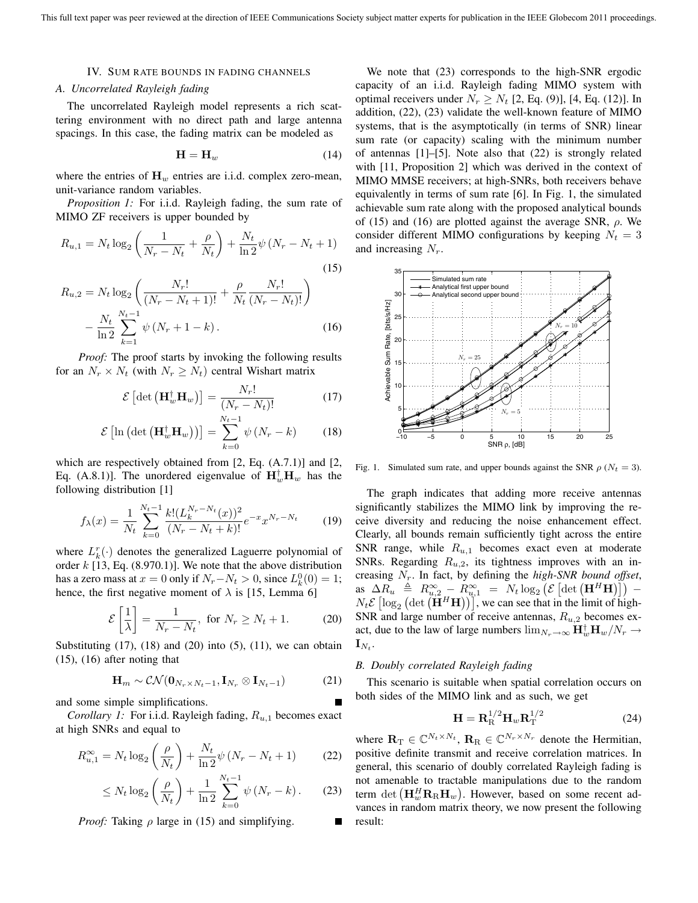## IV. Sum rate bounds in fading channels

### A. Uncorrelated Rayleigh fading

The uncorrelated Rayleigh model represents a rich scattering environment with no direct path and large antenna spacings. In this case, the fading matrix can be modeled as

$$\mathbf{H} = \mathbf{H}_w \tag{14}$$

where the entries of $\mathbf{H}_w$ entries are i.i.d. complex zero-mean, unit-variance random variables.

*Proposition 1:* For i.i.d. Rayleigh fading, the sum rate of MIMO ZF receivers is upper bounded by

$$R_{u,1} = N_t \log_2\left(\frac{1}{N_r - N_t} + \frac{\rho}{N_t}\right) + \frac{N_t}{\ln 2}\psi\left(N_r - N_t + 1\right) \tag{15}$$

$$R_{u,2} = N_t \log_2\left(\frac{N_r!}{(N_r - N_t + 1)!} + \frac{\rho}{N_t}\frac{N_r!}{(N_r - N_t)!}\right) - \frac{N_t}{\ln 2}\sum_{k=1}^{N_t-1}\psi\left(N_r + 1 - k\right). \tag{16}$$

*Proof:* The proof starts by invoking the following results for an $N_r \times N_t$ (with $N_r \geq N_t$) central Wishart matrix

$$\mathcal{E}\left[\det\left(\mathbf{H}_w^{\dagger}\mathbf{H}_w\right)\right] = \frac{N_r!}{(N_r - N_t)!} \tag{17}$$

$$\mathcal{E}\left[\ln\left(\det\left(\mathbf{H}_w^{\dagger}\mathbf{H}_w\right)\right)\right] = \sum_{k=0}^{N_t-1}\psi\left(N_r - k\right) \tag{18}$$

which are respectively obtained from [2, Eq. (A.7.1)] and [2, Eq. (A.8.1)]. The unordered eigenvalue of $\mathbf{H}_w^{\dagger}\mathbf{H}_w$ has the following distribution [1]

$$f_\lambda(x) = \frac{1}{N_t}\sum_{k=0}^{N_t-1}\frac{k!(L_k^{N_r-N_t}(x))^2}{(N_r - N_t + k)!}e^{-x}x^{N_r-N_t} \tag{19}$$

where $L_k^r(\cdot)$ denotes the generalized Laguerre polynomial of order $k$ [13, Eq. (8.970.1)]. We note that the above distribution has a zero mass at $x = 0$ only if $N_r - N_t > 0$, since $L_k^0(0) = 1$; hence, the first negative moment of $\lambda$ is [15, Lemma 6]

$$\mathcal{E}\left[\frac{1}{\lambda}\right] = \frac{1}{N_r - N_t}, \text{ for } N_r \geq N_t + 1. \tag{20}$$

Substituting (17), (18) and (20) into (5), (11), we can obtain (15), (16) after noting that

$$\mathbf{H}_m \sim \mathcal{CN}(\mathbf{0}_{N_r \times N_t - 1}, \mathbf{I}_{N_r} \otimes \mathbf{I}_{N_t - 1}) \tag{21}$$

and some simple simplifications. ∎

*Corollary 1:* For i.i.d. Rayleigh fading, $R_{u,1}$ becomes exact at high SNRs and equal to

$$R_{u,1}^{\infty} = N_t \log_2\left(\frac{\rho}{N_t}\right) + \frac{N_t}{\ln 2}\psi\left(N_r - N_t + 1\right) \tag{22}$$

$$\leq N_t \log_2\left(\frac{\rho}{N_t}\right) + \frac{1}{\ln 2}\sum_{k=0}^{N_t-1}\psi\left(N_r - k\right). \tag{23}$$

*Proof:* Taking $\rho$ large in (15) and simplifying. ∎

We note that (23) corresponds to the high-SNR ergodic capacity of an i.i.d. Rayleigh fading MIMO system with optimal receivers under $N_r \geq N_t$ [2, Eq. (9)], [4, Eq. (12)]. In addition, (22), (23) validate the well-known feature of MIMO systems, that is the asymptotically (in terms of SNR) linear sum rate (or capacity) scaling with the minimum number of antennas [1]–[5]. Note also that (22) is strongly related with [11, Proposition 2] which was derived in the context of MIMO MMSE receivers; at high-SNRs, both receivers behave equivalently in terms of sum rate [6]. In Fig. 1, the simulated achievable sum rate along with the proposed analytical bounds of (15) and (16) are plotted against the average SNR, $\rho$. We consider different MIMO configurations by keeping $N_t = 3$ and increasing $N_r$.

Fig. 1. Simulated sum rate, and upper bounds against the SNR $\rho$ ($N_t = 3$).

The graph indicates that adding more receive antennas significantly stabilizes the MIMO link by improving the receive diversity and reducing the noise enhancement effect. Clearly, all bounds remain sufficiently tight across the entire SNR range, while $R_{u,1}$ becomes exact even at moderate SNRs. Regarding $R_{u,2}$, its tightness improves with an increasing $N_r$. In fact, by defining the *high-SNR bound offset*, as $\Delta R_u \triangleq R_{u,2}^{\infty} - R_{u,1}^{\infty} = N_t \log_2\left(\mathcal{E}\left[\det\left(\mathbf{H}^H\mathbf{H}\right)\right]\right) - N_t\mathcal{E}\left[\log_2\left(\det\left(\mathbf{H}^H\mathbf{H}\right)\right)\right]$, we can see that in the limit of high-SNR and large number of receive antennas, $R_{u,2}$ becomes exact, due to the law of large numbers $\lim_{N_r\to\infty}\mathbf{H}_w^{\dagger}\mathbf{H}_w/N_r \to \mathbf{I}_{N_t}$.

### B. Doubly correlated Rayleigh fading

This scenario is suitable when spatial correlation occurs on both sides of the MIMO link and as such, we get

$$\mathbf{H} = \mathbf{R}_{\mathrm{R}}^{1/2}\mathbf{H}_w\mathbf{R}_{\mathrm{T}}^{1/2} \tag{24}$$

where $\mathbf{R}_{\mathrm{T}} \in \mathbb{C}^{N_t \times N_t}$, $\mathbf{R}_{\mathrm{R}} \in \mathbb{C}^{N_r \times N_r}$ denote the Hermitian, positive definite transmit and receive correlation matrices. In general, this scenario of doubly correlated Rayleigh fading is not amenable to tractable manipulations due to the random term $\det\left(\mathbf{H}_w^H\mathbf{R}_{\mathrm{R}}\mathbf{H}_w\right)$. However, based on some recent advances in random matrix theory, we now present the following result: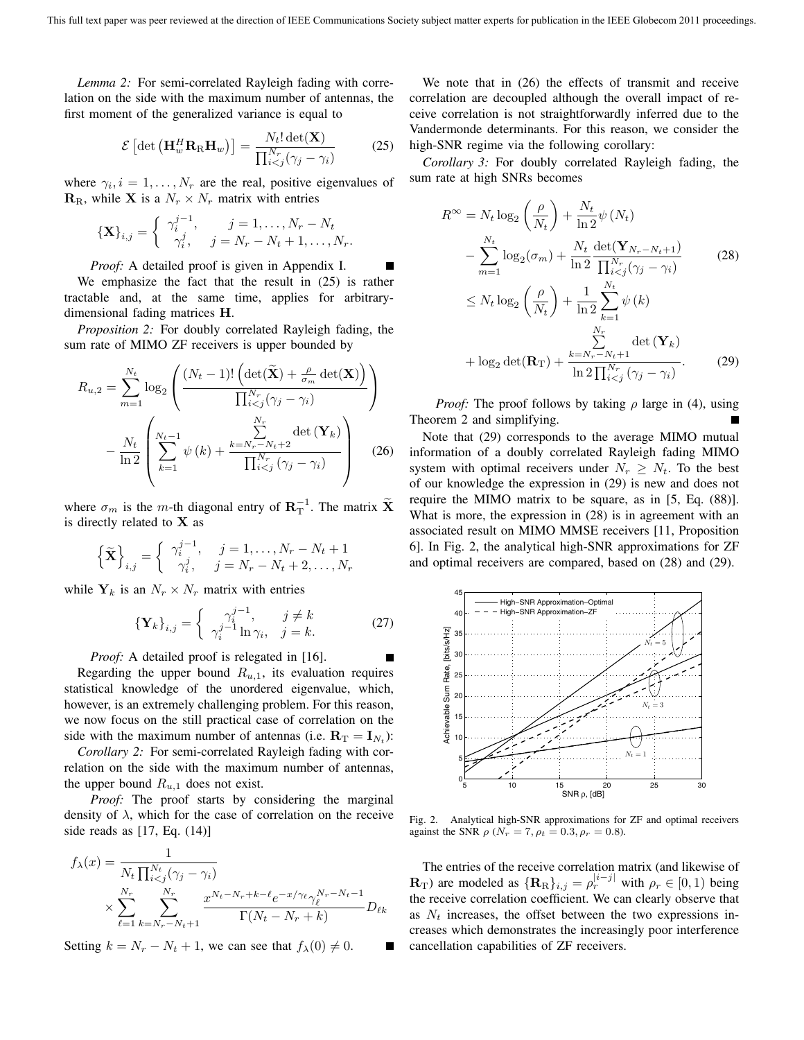*Lemma 2:* For semi-correlated Rayleigh fading with correlation on the side with the maximum number of antennas, the first moment of the generalized variance is equal to

$$\mathcal{E}\left[\det\left(\mathbf{H}_w^H \mathbf{R}_\mathrm{R} \mathbf{H}_w\right)\right] = \frac{N_t! \det(\mathbf{X})}{\prod_{i<j}^{N_r}(\gamma_j - \gamma_i)} \tag{25}$$

where $\gamma_i, i = 1, \ldots, N_r$ are the real, positive eigenvalues of $\mathbf{R}_\mathrm{R}$, while $\mathbf{X}$ is a $N_r \times N_r$ matrix with entries

$$\{\mathbf{X}\}_{i,j} = \begin{cases} \gamma_i^{j-1}, & j = 1, \ldots, N_r - N_t \\ \gamma_i^j, & j = N_r - N_t + 1, \ldots, N_r. \end{cases}$$

*Proof:* A detailed proof is given in Appendix I. ∎

We emphasize the fact that the result in (25) is rather tractable and, at the same time, applies for arbitrary-dimensional fading matrices $\mathbf{H}$.

*Proposition 2:* For doubly correlated Rayleigh fading, the sum rate of MIMO ZF receivers is upper bounded by

$$\begin{aligned} R_{u,2} = &\sum_{m=1}^{N_t} \log_2\left(\frac{(N_t - 1)!\left(\det(\widetilde{\mathbf{X}}) + \frac{\rho}{\sigma_m}\det(\mathbf{X})\right)}{\prod_{i<j}^{N_r}(\gamma_j - \gamma_i)}\right) \\ &- \frac{N_t}{\ln 2}\left(\sum_{k=1}^{N_t - 1}\psi(k) + \frac{\sum_{k=N_r-N_t+2}^{N_r}\det(\mathbf{Y}_k)}{\prod_{i<j}^{N_r}(\gamma_j - \gamma_i)}\right) \end{aligned} \tag{26}$$

where $\sigma_m$ is the $m$-th diagonal entry of $\mathbf{R}_\mathrm{T}^{-1}$. The matrix $\widetilde{\mathbf{X}}$ is directly related to $\mathbf{X}$ as

$$\left\{\widetilde{\mathbf{X}}\right\}_{i,j} = \begin{cases} \gamma_i^{j-1}, & j = 1, \ldots, N_r - N_t + 1 \\ \gamma_i^j, & j = N_r - N_t + 2, \ldots, N_r \end{cases}$$

while $\mathbf{Y}_k$ is an $N_r \times N_r$ matrix with entries

$$\{\mathbf{Y}_k\}_{i,j} = \begin{cases} \gamma_i^{j-1}, & j \neq k \\ \gamma_i^{j-1}\ln\gamma_i, & j = k. \end{cases} \tag{27}$$

*Proof:* A detailed proof is relegated in [16]. ∎

Regarding the upper bound $R_{u,1}$, its evaluation requires statistical knowledge of the unordered eigenvalue, which, however, is an extremely challenging problem. For this reason, we now focus on the still practical case of correlation on the side with the maximum number of antennas (i.e. $\mathbf{R}_\mathrm{T} = \mathbf{I}_{N_t}$):

*Corollary 2:* For semi-correlated Rayleigh fading with correlation on the side with the maximum number of antennas, the upper bound $R_{u,1}$ does not exist.

*Proof:* The proof starts by considering the marginal density of $\lambda$, which for the case of correlation on the receive side reads as [17, Eq. (14)]

$$\begin{aligned} f_\lambda(x) = &\frac{1}{N_t \prod_{i<j}^{N_t}(\gamma_j - \gamma_i)} \\ &\times \sum_{\ell=1}^{N_r}\sum_{k=N_r-N_t+1}^{N_r} \frac{x^{N_t - N_r + k - \ell}e^{-x/\gamma_\ell}\gamma_\ell^{N_r - N_t - 1}}{\Gamma(N_t - N_r + k)} D_{\ell k} \end{aligned}$$

Setting $k = N_r - N_t + 1$, we can see that $f_\lambda(0) \neq 0$. ∎

We note that in (26) the effects of transmit and receive correlation are decoupled although the overall impact of receive correlation is not straightforwardly inferred due to the Vandermonde determinants. For this reason, we consider the high-SNR regime via the following corollary:

*Corollary 3:* For doubly correlated Rayleigh fading, the sum rate at high SNRs becomes

$$\begin{aligned} R^\infty = &N_t \log_2\left(\frac{\rho}{N_t}\right) + \frac{N_t}{\ln 2}\psi(N_t) \\ &- \sum_{m=1}^{N_t}\log_2(\sigma_m) + \frac{N_t}{\ln 2}\frac{\det(\mathbf{Y}_{N_r - N_t + 1})}{\prod_{i<j}^{N_r}(\gamma_j - \gamma_i)} \end{aligned} \tag{28}$$

$$\begin{aligned} \leq &N_t \log_2\left(\frac{\rho}{N_t}\right) + \frac{1}{\ln 2}\sum_{k=1}^{N_t}\psi(k) \\ &+ \log_2\det(\mathbf{R}_\mathrm{T}) + \frac{\sum_{k=N_r-N_t+1}^{N_r}\det(\mathbf{Y}_k)}{\ln 2\prod_{i<j}^{N_r}(\gamma_j - \gamma_i)}. \end{aligned} \tag{29}$$

*Proof:* The proof follows by taking $\rho$ large in (4), using Theorem 2 and simplifying. ∎

Note that (29) corresponds to the average MIMO mutual information of a doubly correlated Rayleigh fading MIMO system with optimal receivers under $N_r \geq N_t$. To the best of our knowledge the expression in (29) is new and does not require the MIMO matrix to be square, as in [5, Eq. (88)]. What is more, the expression in (28) is in agreement with an associated result on MIMO MMSE receivers [11, Proposition 6]. In Fig. 2, the analytical high-SNR approximations for ZF and optimal receivers are compared, based on (28) and (29).

Fig. 2. Analytical high-SNR approximations for ZF and optimal receivers against the SNR $\rho$ ($N_r = 7, \rho_t = 0.3, \rho_r = 0.8$).

The entries of the receive correlation matrix (and likewise of $\mathbf{R}_\mathrm{T}$) are modeled as $\{\mathbf{R}_\mathrm{R}\}_{i,j} = \rho_r^{|i-j|}$ with $\rho_r \in [0, 1)$ being the receive correlation coefficient. We can clearly observe that as $N_t$ increases, the offset between the two expressions increases which demonstrates the increasingly poor interference cancellation capabilities of ZF receivers.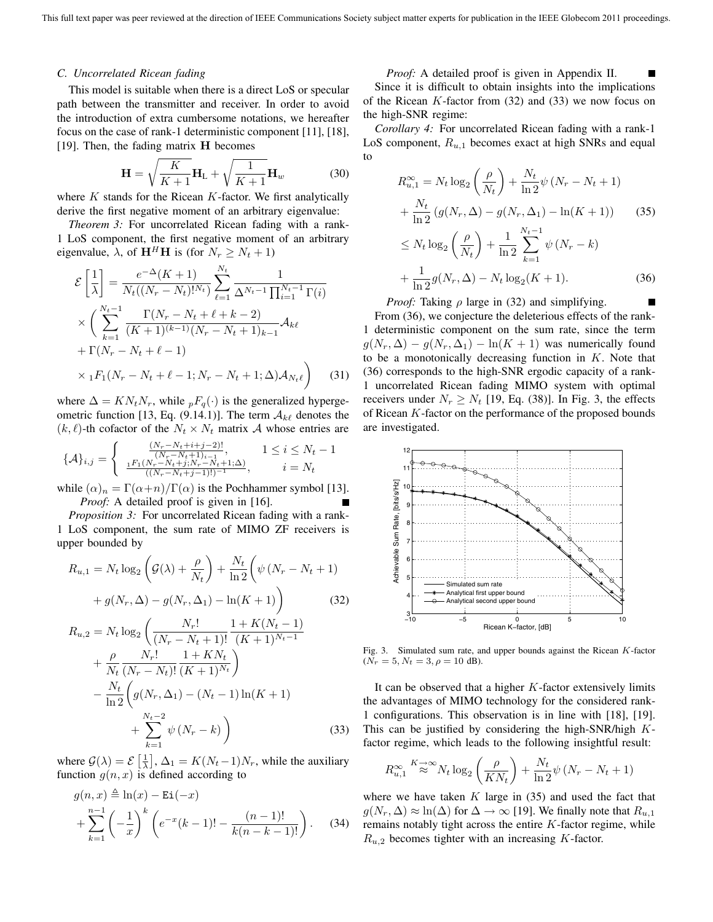### C. Uncorrelated Ricean fading

This model is suitable when there is a direct LoS or specular path between the transmitter and receiver. In order to avoid the introduction of extra cumbersome notations, we hereafter focus on the case of rank-1 deterministic component [11], [18], [19]. Then, the fading matrix $\mathbf{H}$ becomes

$$\mathbf{H} = \sqrt{\frac{K}{K+1}}\mathbf{H}_{\mathrm{L}} + \sqrt{\frac{1}{K+1}}\mathbf{H}_w \tag{30}$$

where $K$ stands for the Ricean $K$-factor. We first analytically derive the first negative moment of an arbitrary eigenvalue:

*Theorem 3:* For uncorrelated Ricean fading with a rank-1 LoS component, the first negative moment of an arbitrary eigenvalue, $\lambda$, of $\mathbf{H}^H\mathbf{H}$ is (for $N_r \geq N_t + 1$)

$$\begin{aligned}\mathcal{E}\left[\frac{1}{\lambda}\right] &= \frac{e^{-\Delta}(K+1)}{N_t((N_r-N_t)!)^{N_t}} \sum_{\ell=1}^{N_t} \frac{1}{\Delta^{N_t-1}\prod_{i=1}^{N_t-1}\Gamma(i)} \\ &\times \left( \sum_{k=1}^{N_t-1} \frac{\Gamma(N_r-N_t+\ell+k-2)}{(K+1)^{(k-1)}(N_r-N_t+1)_{k-1}} \mathcal{A}_{k\ell} \right. \\ &+ \Gamma(N_r-N_t+\ell-1) \\ &\left. \times \, {}_1F_1(N_r-N_t+\ell-1; N_r-N_t+1;\Delta)\mathcal{A}_{N_t\ell} \right) \end{aligned} \tag{31}$$

where $\Delta = KN_tN_r$, while ${}_pF_q(\cdot)$ is the generalized hypergeometric function [13, Eq. (9.14.1)]. The term $\mathcal{A}_{k\ell}$ denotes the $(k,\ell)$-th cofactor of the $N_t \times N_t$ matrix $\mathcal{A}$ whose entries are

$$\{\mathcal{A}\}_{i,j} = \begin{cases} \frac{(N_r-N_t+i+j-2)!}{(N_r-N_t+1)_{i-1}}, & 1 \leq i \leq N_t - 1 \\ \frac{{}_1F_1(N_r-N_t+j;N_r-N_t+1;\Delta)}{((N_r-N_t+j-1)!)^{-1}}, & i = N_t \end{cases}$$

while $(\alpha)_n = \Gamma(\alpha+n)/\Gamma(\alpha)$ is the Pochhammer symbol [13].

*Proof:* A detailed proof is given in [16]. ■

*Proposition 3:* For uncorrelated Ricean fading with a rank-1 LoS component, the sum rate of MIMO ZF receivers is upper bounded by

$$\begin{aligned} R_{u,1} &= N_t \log_2\left(\mathcal{G}(\lambda) + \frac{\rho}{N_t}\right) + \frac{N_t}{\ln 2}\bigg(\psi\left(N_r - N_t + 1\right) \\ &+ g(N_r,\Delta) - g(N_r,\Delta_1) - \ln(K+1)\bigg) \end{aligned} \tag{32}$$

$$\begin{aligned} R_{u,2} &= N_t \log_2\bigg(\frac{N_r!}{(N_r-N_t+1)!}\frac{1+K(N_t-1)}{(K+1)^{N_t-1}} \\ &+ \frac{\rho}{N_t}\frac{N_r!}{(N_r-N_t)!}\frac{1+KN_t}{(K+1)^{N_t}}\bigg) \\ &- \frac{N_t}{\ln 2}\bigg(g(N_r,\Delta_1) - (N_t-1)\ln(K+1) \\ &+ \sum_{k=1}^{N_t-2}\psi\left(N_r-k\right)\bigg) \end{aligned} \tag{33}$$

where $\mathcal{G}(\lambda) = \mathcal{E}\left[\frac{1}{\lambda}\right]$, $\Delta_1 = K(N_t-1)N_r$, while the auxiliary function $g(n,x)$ is defined according to

$$\begin{aligned} g(n,x) &\triangleq \ln(x) - \mathtt{Ei}(-x) \\ &+ \sum_{k=1}^{n-1}\left(-\frac{1}{x}\right)^k\left(e^{-x}(k-1)! - \frac{(n-1)!}{k(n-k-1)!}\right). \end{aligned} \tag{34}$$

*Proof:* A detailed proof is given in Appendix II. ■

Since it is difficult to obtain insights into the implications of the Ricean $K$-factor from (32) and (33) we now focus on the high-SNR regime:

*Corollary 4:* For uncorrelated Ricean fading with a rank-1 LoS component, $R_{u,1}$ becomes exact at high SNRs and equal to

$$\begin{aligned} R_{u,1}^{\infty} &= N_t\log_2\left(\frac{\rho}{N_t}\right) + \frac{N_t}{\ln 2}\psi\left(N_r-N_t+1\right) \\ &+ \frac{N_t}{\ln 2}\left(g(N_r,\Delta) - g(N_r,\Delta_1) - \ln(K+1)\right) \end{aligned} \tag{35}$$

$$\begin{aligned} &\leq N_t\log_2\left(\frac{\rho}{N_t}\right) + \frac{1}{\ln 2}\sum_{k=1}^{N_t-1}\psi\left(N_r-k\right) \\ &+ \frac{1}{\ln 2}g(N_r,\Delta) - N_t\log_2(K+1). \end{aligned} \tag{36}$$

■

*Proof:* Taking $\rho$ large in (32) and simplifying. ■

From (36), we conjecture the deleterious effects of the rank-1 deterministic component on the sum rate, since the term $g(N_r,\Delta) - g(N_r,\Delta_1) - \ln(K+1)$ was numerically found to be a monotonically decreasing function in $K$. Note that (36) corresponds to the high-SNR ergodic capacity of a rank-1 uncorrelated Ricean fading MIMO system with optimal receivers under $N_r \geq N_t$ [19, Eq. (38)]. In Fig. 3, the effects of Ricean $K$-factor on the performance of the proposed bounds are investigated.

Fig. 3. Simulated sum rate, and upper bounds against the Ricean $K$-factor ($N_r = 5, N_t = 3, \rho = 10$ dB).

It can be observed that a higher $K$-factor extensively limits the advantages of MIMO technology for the considered rank-1 configurations. This observation is in line with [18], [19]. This can be justified by considering the high-SNR/high $K$-factor regime, which leads to the following insightful result:

$$R_{u,1}^{\infty} \overset{K\to\infty}{\approx} N_t\log_2\left(\frac{\rho}{KN_t}\right) + \frac{N_t}{\ln 2}\psi\left(N_r-N_t+1\right)$$

where we have taken $K$ large in (35) and used the fact that $g(N_r,\Delta) \approx \ln(\Delta)$ for $\Delta \to \infty$ [19]. We finally note that $R_{u,1}$ remains notably tight across the entire $K$-factor regime, while $R_{u,2}$ becomes tighter with an increasing $K$-factor.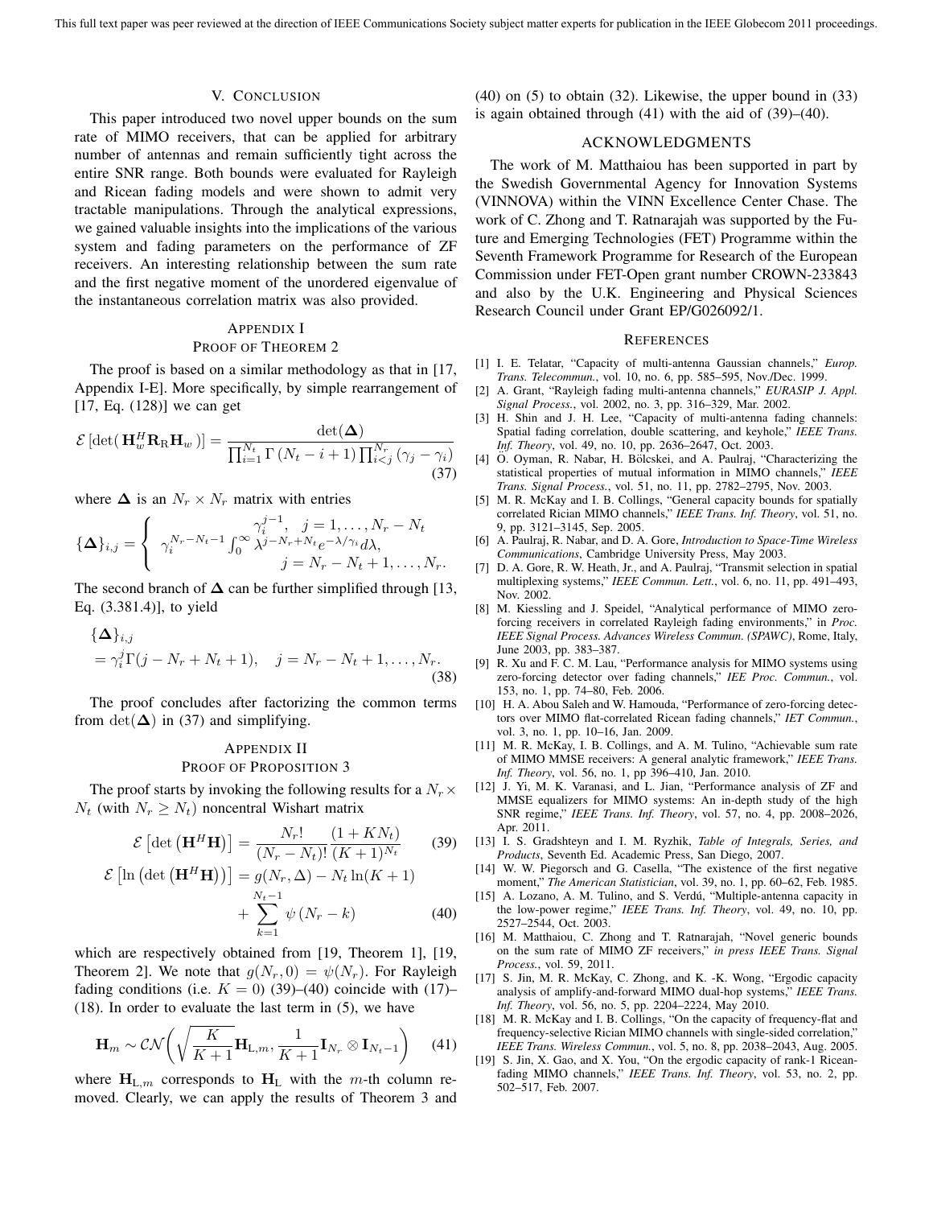## V. Conclusion

This paper introduced two novel upper bounds on the sum rate of MIMO receivers, that can be applied for arbitrary number of antennas and remain sufficiently tight across the entire SNR range. Both bounds were evaluated for Rayleigh and Ricean fading models and were shown to admit very tractable manipulations. Through the analytical expressions, we gained valuable insights into the implications of the various system and fading parameters on the performance of ZF receivers. An interesting relationship between the sum rate and the first negative moment of the unordered eigenvalue of the instantaneous correlation matrix was also provided.

## Appendix I
## Proof of Theorem 2

The proof is based on a similar methodology as that in [17, Appendix I-E]. More specifically, by simple rearrangement of [17, Eq. (128)] we can get

$$\mathcal{E}\left[\det(\mathbf{H}_w^H \mathbf{R}_{\rm R} \mathbf{H}_w)\right] = \frac{\det(\mathbf{\Delta})}{\prod_{i=1}^{N_t} \Gamma\left(N_t - i + 1\right) \prod_{i<j}^{N_r} \left(\gamma_j - \gamma_i\right)} \tag{37}$$

where $\mathbf{\Delta}$ is an $N_r \times N_r$ matrix with entries

$$\{\mathbf{\Delta}\}_{i,j} = \begin{cases} \gamma_i^{j-1}, \quad j = 1, \ldots, N_r - N_t \\ \gamma_i^{N_r - N_t - 1} \int_0^\infty \lambda^{j - N_r + N_t} e^{-\lambda/\gamma_i} d\lambda, \\ \qquad\qquad j = N_r - N_t + 1, \ldots, N_r. \end{cases}$$

The second branch of $\mathbf{\Delta}$ can be further simplified through [13, Eq. (3.381.4)], to yield

$$\begin{aligned} &\{\mathbf{\Delta}\}_{i,j} \\ &= \gamma_i^j \Gamma(j - N_r + N_t + 1), \quad j = N_r - N_t + 1, \ldots, N_r. \end{aligned} \tag{38}$$

The proof concludes after factorizing the common terms from $\det(\mathbf{\Delta})$ in (37) and simplifying.

## Appendix II
## Proof of Proposition 3

The proof starts by invoking the following results for a $N_r \times N_t$ (with $N_r \geq N_t$) noncentral Wishart matrix

$$\mathcal{E}\left[\det\left(\mathbf{H}^H \mathbf{H}\right)\right] = \frac{N_r!}{(N_r - N_t)!} \frac{(1 + K N_t)}{(K+1)^{N_t}} \tag{39}$$

$$\begin{aligned} \mathcal{E}\left[\ln\left(\det\left(\mathbf{H}^H \mathbf{H}\right)\right)\right] &= g(N_r, \Delta) - N_t \ln(K+1) \\ &\quad + \sum_{k=1}^{N_t - 1} \psi\left(N_r - k\right) \end{aligned} \tag{40}$$

which are respectively obtained from [19, Theorem 1], [19, Theorem 2]. We note that $g(N_r, 0) = \psi(N_r)$. For Rayleigh fading conditions (i.e. $K = 0$) (39)–(40) coincide with (17)–(18). In order to evaluate the last term in (5), we have

$$\mathbf{H}_m \sim \mathcal{CN}\left(\sqrt{\frac{K}{K+1}} \mathbf{H}_{{\rm L},m}, \frac{1}{K+1} \mathbf{I}_{N_r} \otimes \mathbf{I}_{N_t - 1}\right) \tag{41}$$

where $\mathbf{H}_{{\rm L},m}$ corresponds to $\mathbf{H}_{\rm L}$ with the $m$-th column removed. Clearly, we can apply the results of Theorem 3 and (40) on (5) to obtain (32). Likewise, the upper bound in (33) is again obtained through (41) with the aid of (39)–(40).

## Acknowledgments

The work of M. Matthaiou has been supported in part by the Swedish Governmental Agency for Innovation Systems (VINNOVA) within the VINN Excellence Center Chase. The work of C. Zhong and T. Ratnarajah was supported by the Future and Emerging Technologies (FET) Programme within the Seventh Framework Programme for Research of the European Commission under FET-Open grant number CROWN-233843 and also by the U.K. Engineering and Physical Sciences Research Council under Grant EP/G026092/1.

## References

[1] I. E. Telatar, "Capacity of multi-antenna Gaussian channels," *Europ. Trans. Telecommun.*, vol. 10, no. 6, pp. 585–595, Nov./Dec. 1999.

[2] A. Grant, "Rayleigh fading multi-antenna channels," *EURASIP J. Appl. Signal Process.*, vol. 2002, no. 3, pp. 316–329, Mar. 2002.

[3] H. Shin and J. H. Lee, "Capacity of multi-antenna fading channels: Spatial fading correlation, double scattering, and keyhole," *IEEE Trans. Inf. Theory*, vol. 49, no. 10, pp. 2636–2647, Oct. 2003.

[4] Ö. Oyman, R. Nabar, H. Bölcskei, and A. Paulraj, "Characterizing the statistical properties of mutual information in MIMO channels," *IEEE Trans. Signal Process.*, vol. 51, no. 11, pp. 2782–2795, Nov. 2003.

[5] M. R. McKay and I. B. Collings, "General capacity bounds for spatially correlated Rician MIMO channels," *IEEE Trans. Inf. Theory*, vol. 51, no. 9, pp. 3121–3145, Sep. 2005.

[6] A. Paulraj, R. Nabar, and D. A. Gore, *Introduction to Space-Time Wireless Communications*, Cambridge University Press, May 2003.

[7] D. A. Gore, R. W. Heath, Jr., and A. Paulraj, "Transmit selection in spatial multiplexing systems," *IEEE Commun. Lett.*, vol. 6, no. 11, pp. 491–493, Nov. 2002.

[8] M. Kiessling and J. Speidel, "Analytical performance of MIMO zero-forcing receivers in correlated Rayleigh fading environments," in *Proc. IEEE Signal Process. Advances Wireless Commun. (SPAWC)*, Rome, Italy, June 2003, pp. 383–387.

[9] R. Xu and F. C. M. Lau, "Performance analysis for MIMO systems using zero-forcing detector over fading channels," *IEE Proc. Commun.*, vol. 153, no. 1, pp. 74–80, Feb. 2006.

[10] H. A. Abou Saleh and W. Hamouda, "Performance of zero-forcing detectors over MIMO flat-correlated Ricean fading channels," *IET Commun.*, vol. 3, no. 1, pp. 10–16, Jan. 2009.

[11] M. R. McKay, I. B. Collings, and A. M. Tulino, "Achievable sum rate of MIMO MMSE receivers: A general analytic framework," *IEEE Trans. Inf. Theory*, vol. 56, no. 1, pp 396–410, Jan. 2010.

[12] J. Yi, M. K. Varanasi, and L. Jian, "Performance analysis of ZF and MMSE equalizers for MIMO systems: An in-depth study of the high SNR regime," *IEEE Trans. Inf. Theory*, vol. 57, no. 4, pp. 2008–2026, Apr. 2011.

[13] I. S. Gradshteyn and I. M. Ryzhik, *Table of Integrals, Series, and Products*, Seventh Ed. Academic Press, San Diego, 2007.

[14] W. W. Piegorsch and G. Casella, "The existence of the first negative moment," *The American Statistician*, vol. 39, no. 1, pp. 60–62, Feb. 1985.

[15] A. Lozano, A. M. Tulino, and S. Verdú, "Multiple-antenna capacity in the low-power regime," *IEEE Trans. Inf. Theory*, vol. 49, no. 10, pp. 2527–2544, Oct. 2003.

[16] M. Matthaiou, C. Zhong and T. Ratnarajah, "Novel generic bounds on the sum rate of MIMO ZF receivers," *in press IEEE Trans. Signal Process.*, vol. 59, 2011.

[17] S. Jin, M. R. McKay, C. Zhong, and K. -K. Wong, "Ergodic capacity analysis of amplify-and-forward MIMO dual-hop systems," *IEEE Trans. Inf. Theory*, vol. 56, no. 5, pp. 2204–2224, May 2010.

[18] M. R. McKay and I. B. Collings, "On the capacity of frequency-flat and frequency-selective Rician MIMO channels with single-sided correlation," *IEEE Trans. Wireless Commun.*, vol. 5, no. 8, pp. 2038–2043, Aug. 2005.

[19] S. Jin, X. Gao, and X. You, "On the ergodic capacity of rank-1 Ricean-fading MIMO channels," *IEEE Trans. Inf. Theory*, vol. 53, no. 2, pp. 502–517, Feb. 2007.